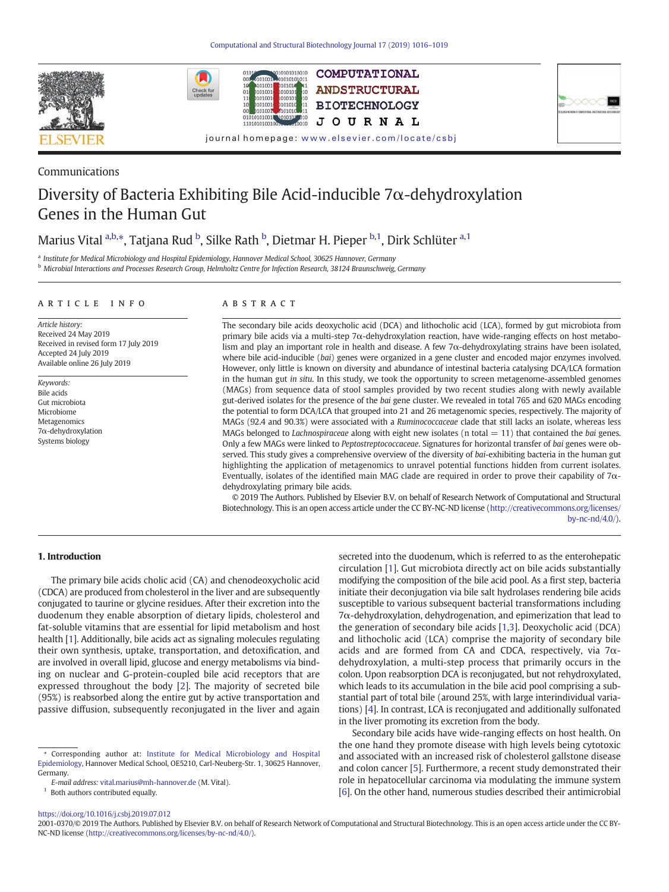Communications

# Diversity of Bacteria Exhibiting Bile Acid-inducible 7α-dehydroxylation Genes in the Human Gut

Marius Vital [a,b,*], Tatjana Rud [b], Silke Rath [b], Dietmar H. Pieper [b,1], Dirk Schlüter [a,1]

[a] Institute for Medical Microbiology and Hospital Epidemiology, Hannover Medical School, 30625 Hannover, Germany
[b] Microbial Interactions and Processes Research Group, Helmholtz Centre for Infection Research, 38124 Braunschweig, Germany

## ARTICLE INFO

*Article history:*
Received 24 May 2019
Received in revised form 17 July 2019
Accepted 24 July 2019
Available online 26 July 2019

*Keywords:*
Bile acids
Gut microbiota
Microbiome
Metagenomics
7α-dehydroxylation
Systems biology

## ABSTRACT

The secondary bile acids deoxycholic acid (DCA) and lithocholic acid (LCA), formed by gut microbiota from primary bile acids via a multi-step 7α-dehydroxylation reaction, have wide-ranging effects on host metabolism and play an important role in health and disease. A few 7α-dehydroxylating strains have been isolated, where bile acid-inducible (*bai*) genes were organized in a gene cluster and encoded major enzymes involved. However, only little is known on diversity and abundance of intestinal bacteria catalysing DCA/LCA formation in the human gut *in situ*. In this study, we took the opportunity to screen metagenome-assembled genomes (MAGs) from sequence data of stool samples provided by two recent studies along with newly available gut-derived isolates for the presence of the *bai* gene cluster. We revealed in total 765 and 620 MAGs encoding the potential to form DCA/LCA that grouped into 21 and 26 metagenomic species, respectively. The majority of MAGs (92.4 and 90.3%) were associated with a *Ruminococcaceae* clade that still lacks an isolate, whereas less MAGs belonged to *Lachnospiraceae* along with eight new isolates (n total = 11) that contained the *bai* genes. Only a few MAGs were linked to *Peptostreptococcaceae*. Signatures for horizontal transfer of *bai* genes were observed. This study gives a comprehensive overview of the diversity of *bai*-exhibiting bacteria in the human gut highlighting the application of metagenomics to unravel potential functions hidden from current isolates. Eventually, isolates of the identified main MAG clade are required in order to prove their capability of 7α-dehydroxylating primary bile acids.

© 2019 The Authors. Published by Elsevier B.V. on behalf of Research Network of Computational and Structural Biotechnology. This is an open access article under the CC BY-NC-ND license (http://creativecommons.org/licenses/by-nc-nd/4.0/).

## 1. Introduction

The primary bile acids cholic acid (CA) and chenodeoxycholic acid (CDCA) are produced from cholesterol in the liver and are subsequently conjugated to taurine or glycine residues. After their excretion into the duodenum they enable absorption of dietary lipids, cholesterol and fat-soluble vitamins that are essential for lipid metabolism and host health [1]. Additionally, bile acids act as signaling molecules regulating their own synthesis, uptake, transportation, and detoxification, and are involved in overall lipid, glucose and energy metabolisms via binding on nuclear and G-protein-coupled bile acid receptors that are expressed throughout the body [2]. The majority of secreted bile (95%) is reabsorbed along the entire gut by active transportation and passive diffusion, subsequently reconjugated in the liver and again secreted into the duodenum, which is referred to as the enterohepatic circulation [1]. Gut microbiota directly act on bile acids substantially modifying the composition of the bile acid pool. As a first step, bacteria initiate their deconjugation via bile salt hydrolases rendering bile acids susceptible to various subsequent bacterial transformations including 7α-dehydroxylation, dehydrogenation, and epimerization that lead to the generation of secondary bile acids [1,3]. Deoxycholic acid (DCA) and lithocholic acid (LCA) comprise the majority of secondary bile acids and are formed from CA and CDCA, respectively, via 7α-dehydroxylation, a multi-step process that primarily occurs in the colon. Upon reabsorption DCA is reconjugated, but not rehydroxylated, which leads to its accumulation in the bile acid pool comprising a substantial part of total bile (around 25%, with large interindividual variations) [4]. In contrast, LCA is reconjugated and additionally sulfonated in the liver promoting its excretion from the body.

Secondary bile acids have wide-ranging effects on host health. On the one hand they promote disease with high levels being cytotoxic and associated with an increased risk of cholesterol gallstone disease and colon cancer [5]. Furthermore, a recent study demonstrated their role in hepatocellular carcinoma via modulating the immune system [6]. On the other hand, numerous studies described their antimicrobial

* Corresponding author at: Institute for Medical Microbiology and Hospital Epidemiology, Hannover Medical School, OE5210, Carl-Neuberg-Str. 1, 30625 Hannover, Germany.
*E-mail address:* vital.marius@mh-hannover.de (M. Vital).
[1] Both authors contributed equally.

https://doi.org/10.1016/j.csbj.2019.07.012
2001-0370/© 2019 The Authors. Published by Elsevier B.V. on behalf of Research Network of Computational and Structural Biotechnology. This is an open access article under the CC BY-NC-ND license (http://creativecommons.org/licenses/by-nc-nd/4.0/).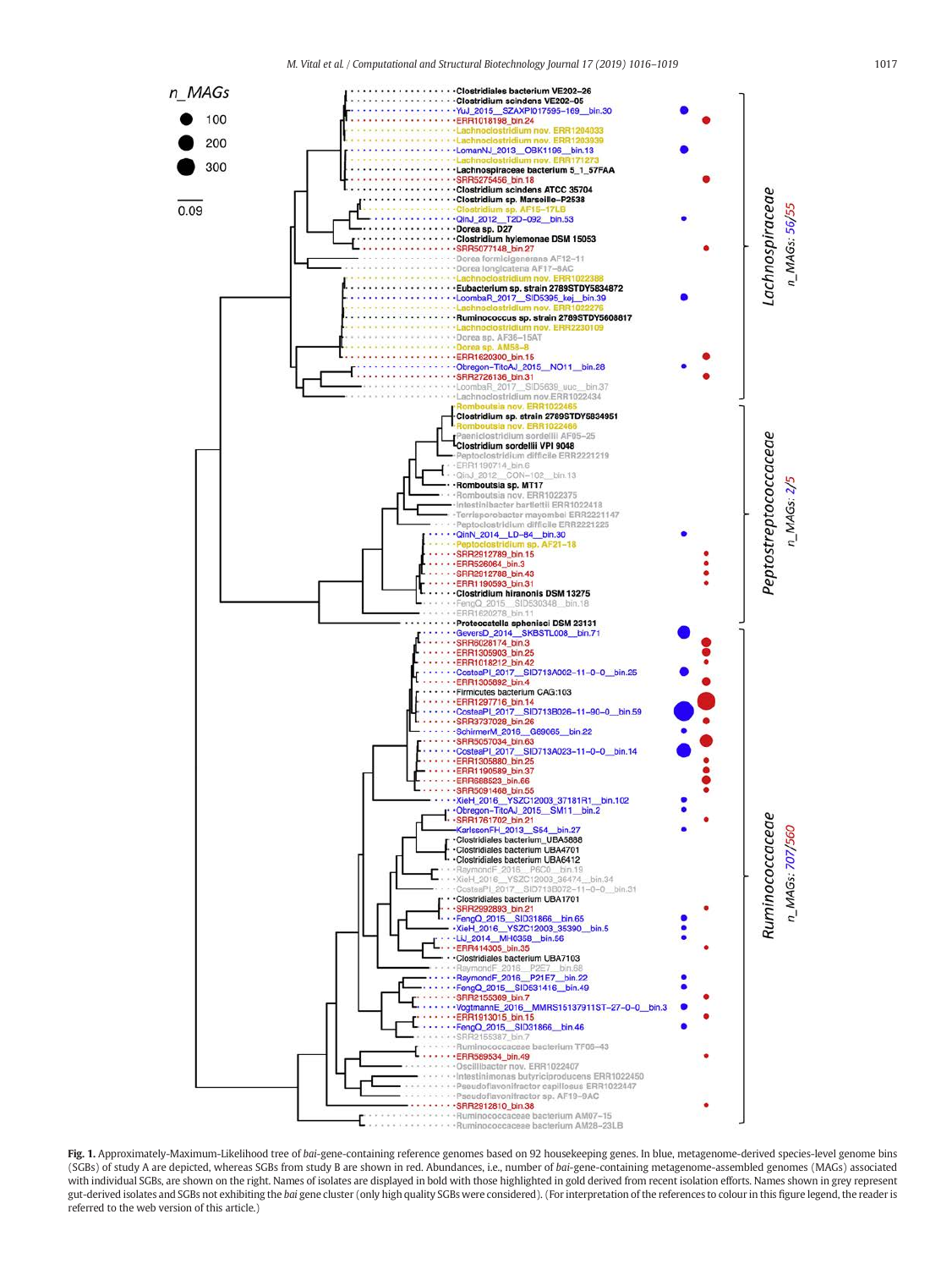**Fig. 1.** Approximately-Maximum-Likelihood tree of *bai*-gene-containing reference genomes based on 92 housekeeping genes. In blue, metagenome-derived species-level genome bins (SGBs) of study A are depicted, whereas SGBs from study B are shown in red. Abundances, i.e., number of *bai*-gene-containing metagenome-assembled genomes (MAGs) associated with individual SGBs, are shown on the right. Names of isolates are displayed in bold with those highlighted in gold derived from recent isolation efforts. Names shown in grey represent gut-derived isolates and SGBs not exhibiting the *bai* gene cluster (only high quality SGBs were considered). (For interpretation of the references to colour in this figure legend, the reader is referred to the web version of this article.)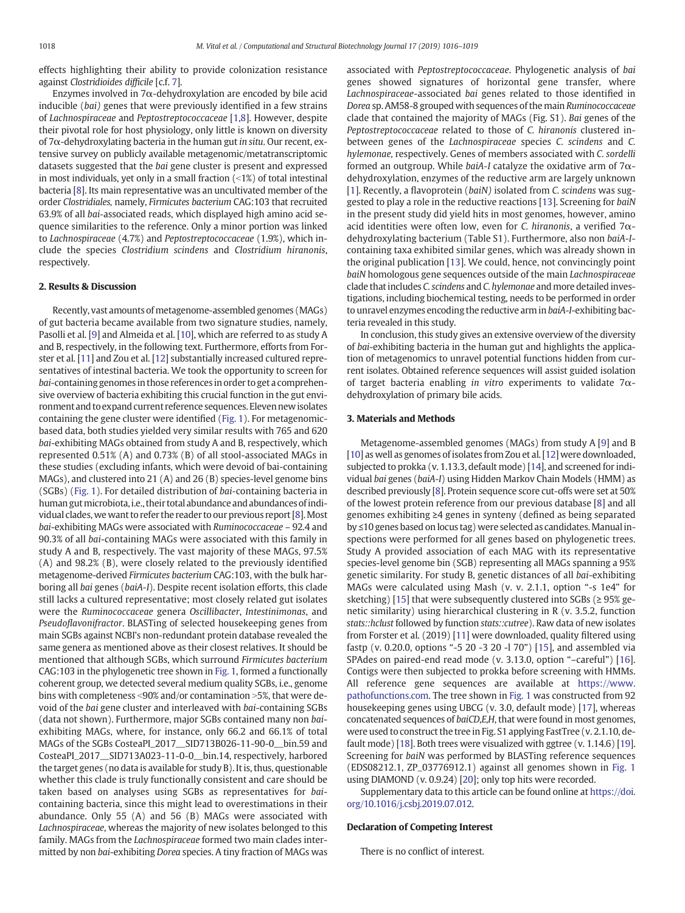effects highlighting their ability to provide colonization resistance against *Clostridioides difficile* [c.f. 7].

Enzymes involved in 7α-dehydroxylation are encoded by bile acid inducible (*bai*) genes that were previously identified in a few strains of *Lachnospiraceae* and *Peptostreptococcaceae* [1,8]. However, despite their pivotal role for host physiology, only little is known on diversity of 7α-dehydroxylating bacteria in the human gut *in situ*. Our recent, extensive survey on publicly available metagenomic/metatranscriptomic datasets suggested that the *bai* gene cluster is present and expressed in most individuals, yet only in a small fraction (<1%) of total intestinal bacteria [8]. Its main representative was an uncultivated member of the order *Clostridiales*, namely, *Firmicutes bacterium* CAG:103 that recruited 63.9% of all *bai*-associated reads, which displayed high amino acid sequence similarities to the reference. Only a minor portion was linked to *Lachnospiraceae* (4.7%) and *Peptostreptococcaceae* (1.9%), which include the species *Clostridium scindens* and *Clostridium hiranonis*, respectively.

## 2. Results & Discussion

Recently, vast amounts of metagenome-assembled genomes (MAGs) of gut bacteria became available from two signature studies, namely, Pasolli et al. [9] and Almeida et al. [10], which are referred to as study A and B, respectively, in the following text. Furthermore, efforts from Forster et al. [11] and Zou et al. [12] substantially increased cultured representatives of intestinal bacteria. We took the opportunity to screen for *bai*-containing genomes in those references in order to get a comprehensive overview of bacteria exhibiting this crucial function in the gut environment and to expand current reference sequences. Eleven new isolates containing the gene cluster were identified (Fig. 1). For metagenomic-based data, both studies yielded very similar results with 765 and 620 *bai*-exhibiting MAGs obtained from study A and B, respectively, which represented 0.51% (A) and 0.73% (B) of all stool-associated MAGs in these studies (excluding infants, which were devoid of bai-containing MAGs), and clustered into 21 (A) and 26 (B) species-level genome bins (SGBs) (Fig. 1). For detailed distribution of *bai*-containing bacteria in human gut microbiota, i.e., their total abundance and abundances of individual clades, we want to refer the reader to our previous report [8]. Most *bai*-exhibiting MAGs were associated with *Ruminococcaceae* – 92.4 and 90.3% of all *bai*-containing MAGs were associated with this family in study A and B, respectively. The vast majority of these MAGs, 97.5% (A) and 98.2% (B), were closely related to the previously identified metagenome-derived *Firmicutes bacterium* CAG:103, with the bulk harboring all *bai* genes (*baiA-I*). Despite recent isolation efforts, this clade still lacks a cultured representative; closely related gut isolates were the *Ruminococcaceae* genera *Oscillibacter*, *Intestinimonas*, and *Pseudoflavonifractor*. BLASTing of selected housekeeping genes from main SGBs against NCBI's non-redundant protein database revealed the same genera as mentioned above as their closest relatives. It should be mentioned that although SGBs, which surround *Firmicutes bacterium* CAG:103 in the phylogenetic tree shown in Fig. 1, formed a functionally coherent group, we detected several medium quality SGBs, i.e., genome bins with completeness <90% and/or contamination >5%, that were devoid of the *bai* gene cluster and interleaved with *bai*-containing SGBs (data not shown). Furthermore, major SGBs contained many non *bai*-exhibiting MAGs, where, for instance, only 66.2 and 66.1% of total MAGs of the SGBs CosteaPI_2017__SID713B026-11-90-0__bin.59 and CosteaPI_2017__SID713A023-11-0-0__bin.14, respectively, harbored the target genes (no data is available for study B). It is, thus, questionable whether this clade is truly functionally consistent and care should be taken based on analyses using SGBs as representatives for *bai*-containing bacteria, since this might lead to overestimations in their abundance. Only 55 (A) and 56 (B) MAGs were associated with *Lachnospiraceae*, whereas the majority of new isolates belonged to this family. MAGs from the *Lachnospiraceae* formed two main clades intermitted by non *bai*-exhibiting *Dorea* species. A tiny fraction of MAGs was associated with *Peptostreptococcaceae*. Phylogenetic analysis of *bai* genes showed signatures of horizontal gene transfer, where *Lachnospiraceae*-associated *bai* genes related to those identified in *Dorea* sp. AM58-8 grouped with sequences of the main *Ruminococcaceae* clade that contained the majority of MAGs (Fig. S1). *Bai* genes of the *Peptostreptococcaceae* related to those of *C. hiranonis* clustered in-between genes of the *Lachnospiraceae* species *C. scindens* and *C. hylemonae*, respectively. Genes of members associated with *C. sordelli* formed an outgroup. While *baiA-I* catalyze the oxidative arm of 7α-dehydroxylation, enzymes of the reductive arm are largely unknown [1]. Recently, a flavoprotein (*baiN*) isolated from *C. scindens* was suggested to play a role in the reductive reactions [13]. Screening for *baiN* in the present study did yield hits in most genomes, however, amino acid identities were often low, even for *C. hiranonis*, a verified 7α-dehydroxylating bacterium (Table S1). Furthermore, also non *baiA-I*-containing taxa exhibited similar genes, which was already shown in the original publication [13]. We could, hence, not convincingly point *baiN* homologous gene sequences outside of the main *Lachnospiraceae* clade that includes *C. scindens* and *C. hylemonae* and more detailed investigations, including biochemical testing, needs to be performed in order to unravel enzymes encoding the reductive arm in *baiA-I*-exhibiting bacteria revealed in this study.

In conclusion, this study gives an extensive overview of the diversity of *bai*-exhibiting bacteria in the human gut and highlights the application of metagenomics to unravel potential functions hidden from current isolates. Obtained reference sequences will assist guided isolation of target bacteria enabling *in vitro* experiments to validate 7α-dehydroxylation of primary bile acids.

## 3. Materials and Methods

Metagenome-assembled genomes (MAGs) from study A [9] and B [10] as well as genomes of isolates from Zou et al. [12] were downloaded, subjected to prokka (v. 1.13.3, default mode) [14], and screened for individual *bai* genes (*baiA-I*) using Hidden Markov Chain Models (HMM) as described previously [8]. Protein sequence score cut-offs were set at 50% of the lowest protein reference from our previous database [8] and all genomes exhibiting ≥4 genes in synteny (defined as being separated by ≤10 genes based on locus tag) were selected as candidates. Manual inspections were performed for all genes based on phylogenetic trees. Study A provided association of each MAG with its representative species-level genome bin (SGB) representing all MAGs spanning a 95% genetic similarity. For study B, genetic distances of all *bai*-exhibiting MAGs were calculated using Mash (v. v. 2.1.1, option "-s 1e4" for sketching) [15] that were subsequently clustered into SGBs (≥ 95% genetic similarity) using hierarchical clustering in R (v. 3.5.2, function *stats::hclust* followed by function *stats::cutree*). Raw data of new isolates from Forster et al. (2019) [11] were downloaded, quality filtered using fastp (v. 0.20.0, options "-5 20 -3 20 -l 70") [15], and assembled via SPAdes on paired-end read mode (v. 3.13.0, option "–careful") [16]. Contigs were then subjected to prokka before screening with HMMs. All reference gene sequences are available at https://www.pathofunctions.com. The tree shown in Fig. 1 was constructed from 92 housekeeping genes using UBCG (v. 3.0, default mode) [17], whereas concatenated sequences of *baiCD,E,H*, that were found in most genomes, were used to construct the tree in Fig. S1 applying FastTree (v. 2.1.10, default mode) [18]. Both trees were visualized with ggtree (v. 1.14.6) [19]. Screening for *baiN* was performed by BLASTing reference sequences (EDS08212.1, ZP_03776912.1) against all genomes shown in Fig. 1 using DIAMOND (v. 0.9.24) [20]; only top hits were recorded.

Supplementary data to this article can be found online at https://doi.org/10.1016/j.csbj.2019.07.012.

### Declaration of Competing Interest

There is no conflict of interest.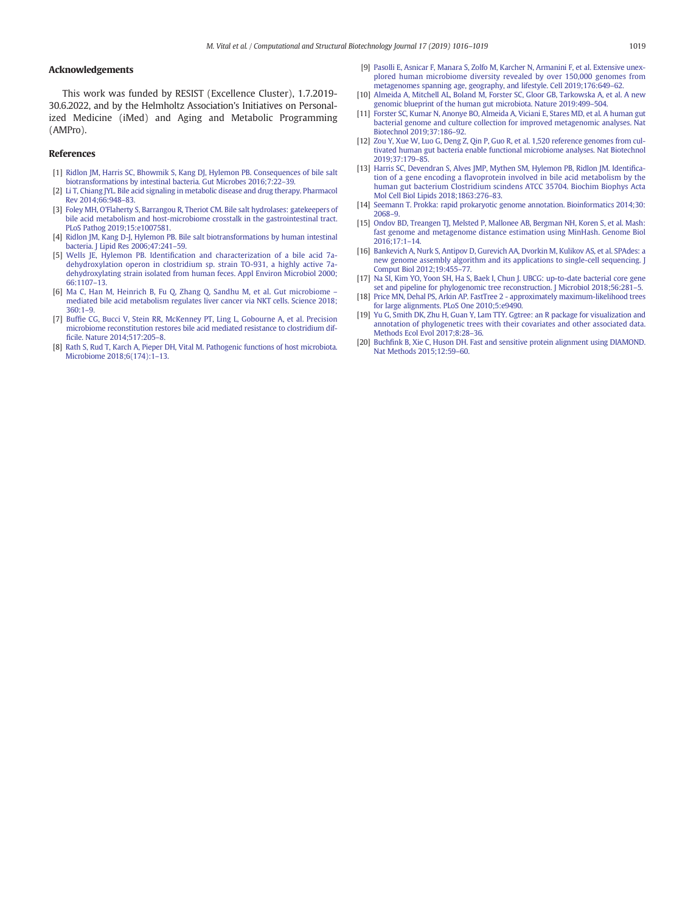## Acknowledgements

This work was funded by RESIST (Excellence Cluster), 1.7.2019-30.6.2022, and by the Helmholtz Association's Initiatives on Personalized Medicine (iMed) and Aging and Metabolic Programming (AMPro).

## References

[1] Ridlon JM, Harris SC, Bhowmik S, Kang DJ, Hylemon PB. Consequences of bile salt biotransformations by intestinal bacteria. Gut Microbes 2016;7:22–39.

[2] Li T, Chiang JYL. Bile acid signaling in metabolic disease and drug therapy. Pharmacol Rev 2014;66:948–83.

[3] Foley MH, O'Flaherty S, Barrangou R, Theriot CM. Bile salt hydrolases: gatekeepers of bile acid metabolism and host-microbiome crosstalk in the gastrointestinal tract. PLoS Pathog 2019;15:e1007581.

[4] Ridlon JM, Kang D-J, Hylemon PB. Bile salt biotransformations by human intestinal bacteria. J Lipid Res 2006;47:241–59.

[5] Wells JE, Hylemon PB. Identification and characterization of a bile acid 7a-dehydroxylation operon in clostridium sp. strain TO-931, a highly active 7a-dehydroxylating strain isolated from human feces. Appl Environ Microbiol 2000; 66:1107–13.

[6] Ma C, Han M, Heinrich B, Fu Q, Zhang Q, Sandhu M, et al. Gut microbiome – mediated bile acid metabolism regulates liver cancer via NKT cells. Science 2018; 360:1–9.

[7] Buffie CG, Bucci V, Stein RR, McKenney PT, Ling L, Gobourne A, et al. Precision microbiome reconstitution restores bile acid mediated resistance to clostridium difficile. Nature 2014;517:205–8.

[8] Rath S, Rud T, Karch A, Pieper DH, Vital M. Pathogenic functions of host microbiota. Microbiome 2018;6(174):1–13.

[9] Pasolli E, Asnicar F, Manara S, Zolfo M, Karcher N, Armanini F, et al. Extensive unexplored human microbiome diversity revealed by over 150,000 genomes from metagenomes spanning age, geography, and lifestyle. Cell 2019;176:649–62.

[10] Almeida A, Mitchell AL, Boland M, Forster SC, Gloor GB, Tarkowska A, et al. A new genomic blueprint of the human gut microbiota. Nature 2019:499–504.

[11] Forster SC, Kumar N, Anonye BO, Almeida A, Viciani E, Stares MD, et al. A human gut bacterial genome and culture collection for improved metagenomic analyses. Nat Biotechnol 2019;37:186–92.

[12] Zou Y, Xue W, Luo G, Deng Z, Qin P, Guo R, et al. 1,520 reference genomes from cultivated human gut bacteria enable functional microbiome analyses. Nat Biotechnol 2019;37:179–85.

[13] Harris SC, Devendran S, Alves JMP, Mythen SM, Hylemon PB, Ridlon JM. Identification of a gene encoding a flavoprotein involved in bile acid metabolism by the human gut bacterium Clostridium scindens ATCC 35704. Biochim Biophys Acta Mol Cell Biol Lipids 2018;1863:276–83.

[14] Seemann T. Prokka: rapid prokaryotic genome annotation. Bioinformatics 2014;30: 2068–9.

[15] Ondov BD, Treangen TJ, Melsted P, Mallonee AB, Bergman NH, Koren S, et al. Mash: fast genome and metagenome distance estimation using MinHash. Genome Biol 2016;17:1–14.

[16] Bankevich A, Nurk S, Antipov D, Gurevich AA, Dvorkin M, Kulikov AS, et al. SPAdes: a new genome assembly algorithm and its applications to single-cell sequencing. J Comput Biol 2012;19:455–77.

[17] Na SI, Kim YO, Yoon SH, Ha S, Baek I, Chun J. UBCG: up-to-date bacterial core gene set and pipeline for phylogenomic tree reconstruction. J Microbiol 2018;56:281–5.

[18] Price MN, Dehal PS, Arkin AP. FastTree 2 - approximately maximum-likelihood trees for large alignments. PLoS One 2010;5:e9490.

[19] Yu G, Smith DK, Zhu H, Guan Y, Lam TTY. Ggtree: an R package for visualization and annotation of phylogenetic trees with their covariates and other associated data. Methods Ecol Evol 2017;8:28–36.

[20] Buchfink B, Xie C, Huson DH. Fast and sensitive protein alignment using DIAMOND. Nat Methods 2015;12:59–60.